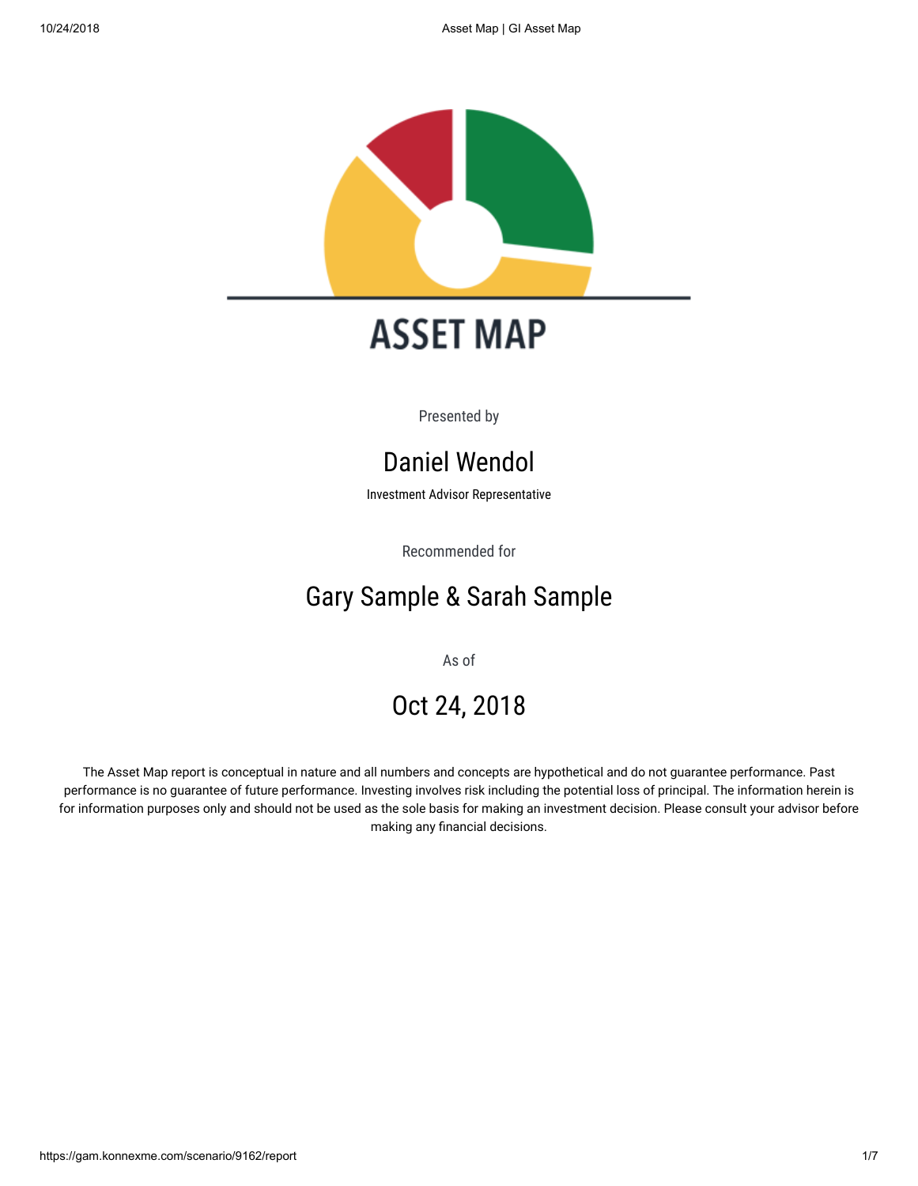# ASSET MAP

Presented by

## Daniel Wendol

Investment Advisor Representative

Recommended for

## Gary Sample & Sarah Sample

As of

## Oct 24, 2018

The Asset Map report is conceptual in nature and all numbers and concepts are hypothetical and do not guarantee performance. Past performance is no guarantee of future performance. Investing involves risk including the potential loss of principal. The information herein is for information purposes only and should not be used as the sole basis for making an investment decision. Please consult your advisor before making any financial decisions.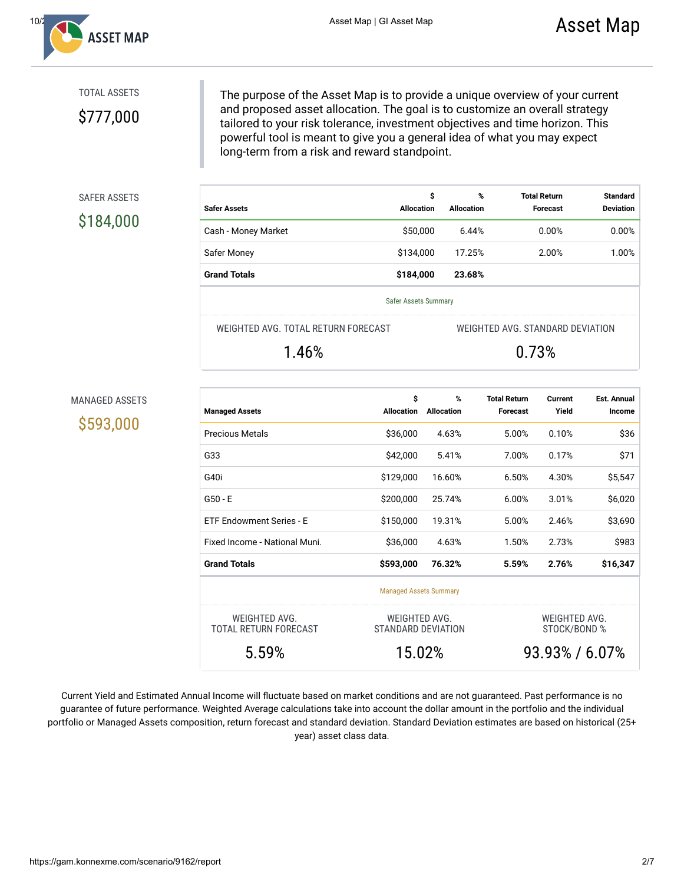# Asset Map

TOTAL ASSETS

**$777,000**

The purpose of the Asset Map is to provide a unique overview of your current and proposed asset allocation. The goal is to customize an overall strategy tailored to your risk tolerance, investment objectives and time horizon. This powerful tool is meant to give you a general idea of what you may expect long-term from a risk and reward standpoint.

SAFER ASSETS

**$184,000**

| Safer Assets | $ Allocation | % Allocation | Total Return Forecast | Standard Deviation |
|---|---|---|---|---|
| Cash - Money Market | $50,000 | 6.44% | 0.00% | 0.00% |
| Safer Money | $134,000 | 17.25% | 2.00% | 1.00% |
| **Grand Totals** | **$184,000** | **23.68%** | | |

Safer Assets Summary

| WEIGHTED AVG. TOTAL RETURN FORECAST | WEIGHTED AVG. STANDARD DEVIATION |
|---|---|
| 1.46% | 0.73% |

MANAGED ASSETS

**$593,000**

| Managed Assets | $ Allocation | % Allocation | Total Return Forecast | Current Yield | Est. Annual Income |
|---|---|---|---|---|---|
| Precious Metals | $36,000 | 4.63% | 5.00% | 0.10% | $36 |
| G33 | $42,000 | 5.41% | 7.00% | 0.17% | $71 |
| G40i | $129,000 | 16.60% | 6.50% | 4.30% | $5,547 |
| G50 - E | $200,000 | 25.74% | 6.00% | 3.01% | $6,020 |
| ETF Endowment Series - E | $150,000 | 19.31% | 5.00% | 2.46% | $3,690 |
| Fixed Income - National Muni. | $36,000 | 4.63% | 1.50% | 2.73% | $983 |
| **Grand Totals** | **$593,000** | **76.32%** | **5.59%** | **2.76%** | **$16,347** |

Managed Assets Summary

| WEIGHTED AVG. TOTAL RETURN FORECAST | WEIGHTED AVG. STANDARD DEVIATION | WEIGHTED AVG. STOCK/BOND % |
|---|---|---|
| 5.59% | 15.02% | 93.93% / 6.07% |

Current Yield and Estimated Annual Income will fluctuate based on market conditions and are not guaranteed. Past performance is no guarantee of future performance. Weighted Average calculations take into account the dollar amount in the portfolio and the individual portfolio or Managed Assets composition, return forecast and standard deviation. Standard Deviation estimates are based on historical (25+ year) asset class data.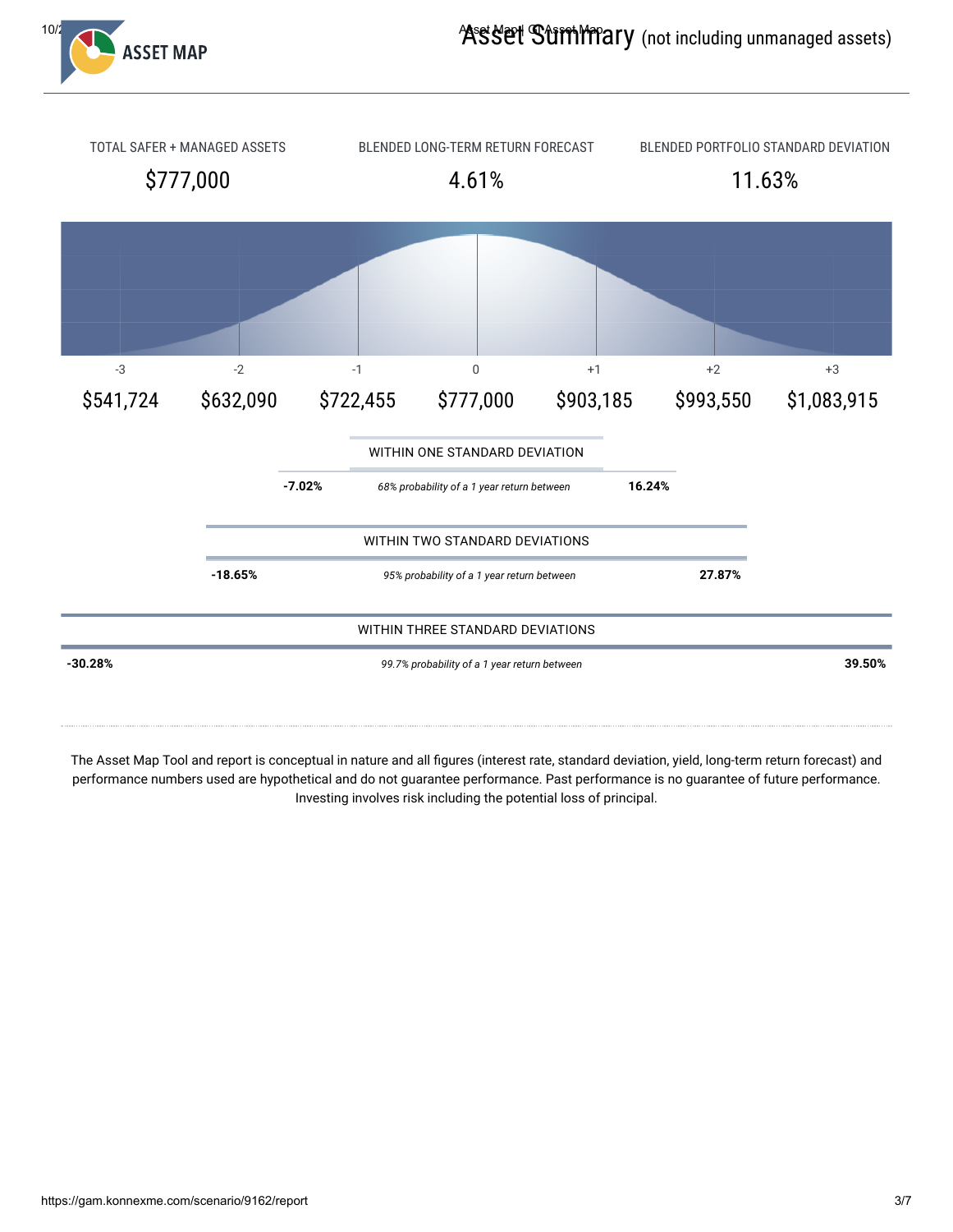# Asset Summary (not including unmanaged assets)

| TOTAL SAFER + MANAGED ASSETS | BLENDED LONG-TERM RETURN FORECAST | BLENDED PORTFOLIO STANDARD DEVIATION |
|---|---|---|
| $777,000 | 4.61% | 11.63% |

| -3 | -2 | -1 | 0 | +1 | +2 | +3 |
|---|---|---|---|---|---|---|
| $541,724 | $632,090 | $722,455 | $777,000 | $903,185 | $993,550 | $1,083,915 |

WITHIN ONE STANDARD DEVIATION

**-7.02%** *68% probability of a 1 year return between* **16.24%**

WITHIN TWO STANDARD DEVIATIONS

**-18.65%** *95% probability of a 1 year return between* **27.87%**

WITHIN THREE STANDARD DEVIATIONS

**-30.28%** *99.7% probability of a 1 year return between* **39.50%**

The Asset Map Tool and report is conceptual in nature and all figures (interest rate, standard deviation, yield, long-term return forecast) and performance numbers used are hypothetical and do not guarantee performance. Past performance is no guarantee of future performance. Investing involves risk including the potential loss of principal.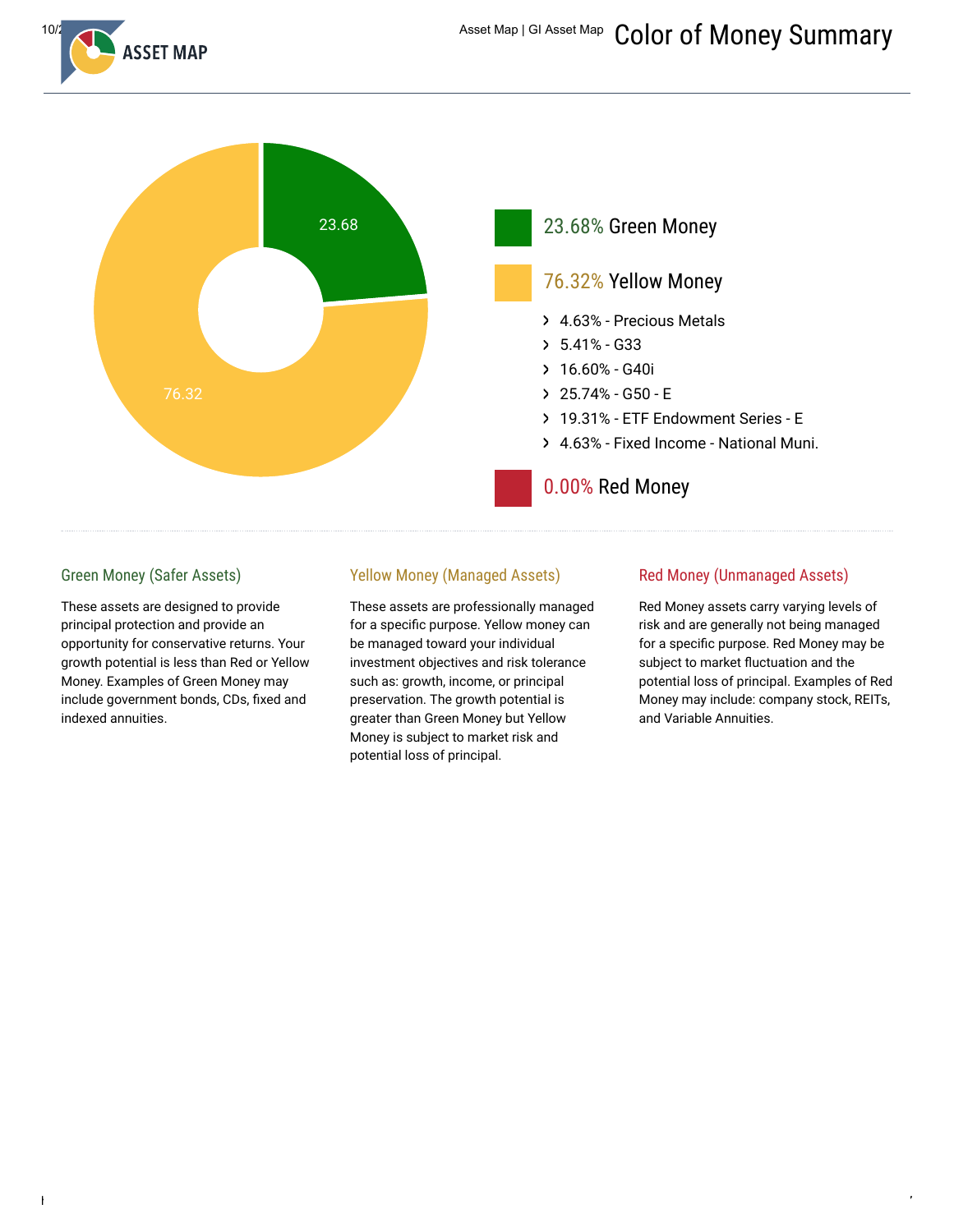# Color of Money Summary

23.68

76.32

**23.68% Green Money**

**76.32% Yellow Money**

- 4.63% - Precious Metals
- 5.41% - G33
- 16.60% - G40i
- 25.74% - G50 - E
- 19.31% - ETF Endowment Series - E
- 4.63% - Fixed Income - National Muni.

**0.00% Red Money**

### Green Money (Safer Assets)

These assets are designed to provide principal protection and provide an opportunity for conservative returns. Your growth potential is less than Red or Yellow Money. Examples of Green Money may include government bonds, CDs, fixed and indexed annuities.

### Yellow Money (Managed Assets)

These assets are professionally managed for a specific purpose. Yellow money can be managed toward your individual investment objectives and risk tolerance such as: growth, income, or principal preservation. The growth potential is greater than Green Money but Yellow Money is subject to market risk and potential loss of principal.

### Red Money (Unmanaged Assets)

Red Money assets carry varying levels of risk and are generally not being managed for a specific purpose. Red Money may be subject to market fluctuation and the potential loss of principal. Examples of Red Money may include: company stock, REITs, and Variable Annuities.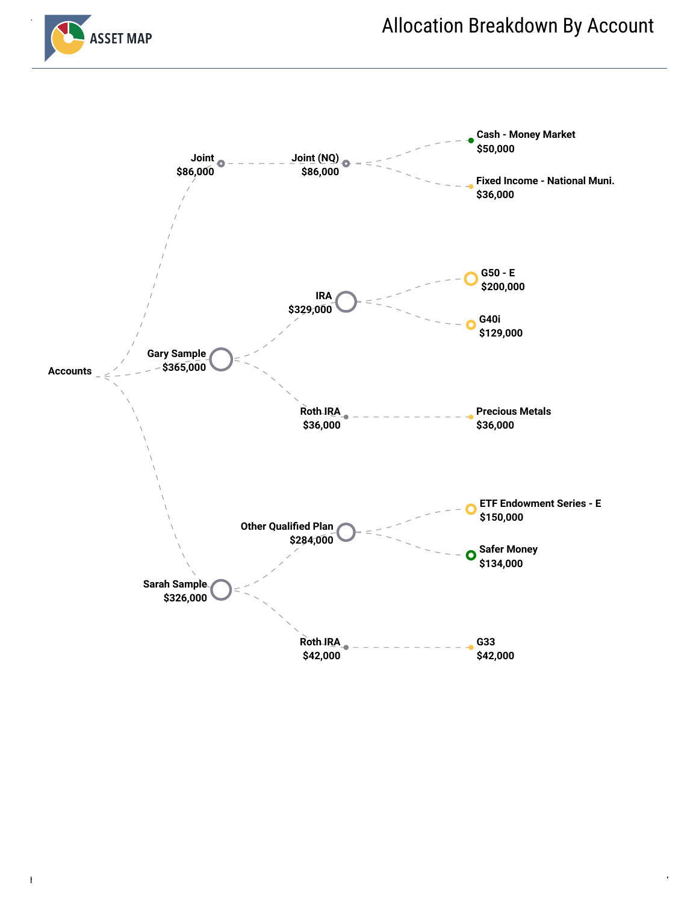# Allocation Breakdown By Account

- Accounts
  - Joint — $86,000
    - Joint (NQ) — $86,000
      - Cash - Money Market — $50,000
      - Fixed Income - National Muni. — $36,000
  - Gary Sample — $365,000
    - IRA — $329,000
      - G50 - E — $200,000
      - G40i — $129,000
    - Roth IRA — $36,000
      - Precious Metals — $36,000
  - Sarah Sample — $326,000
    - Other Qualified Plan — $284,000
      - ETF Endowment Series - E — $150,000
      - Safer Money — $134,000
    - Roth IRA — $42,000
      - G33 — $42,000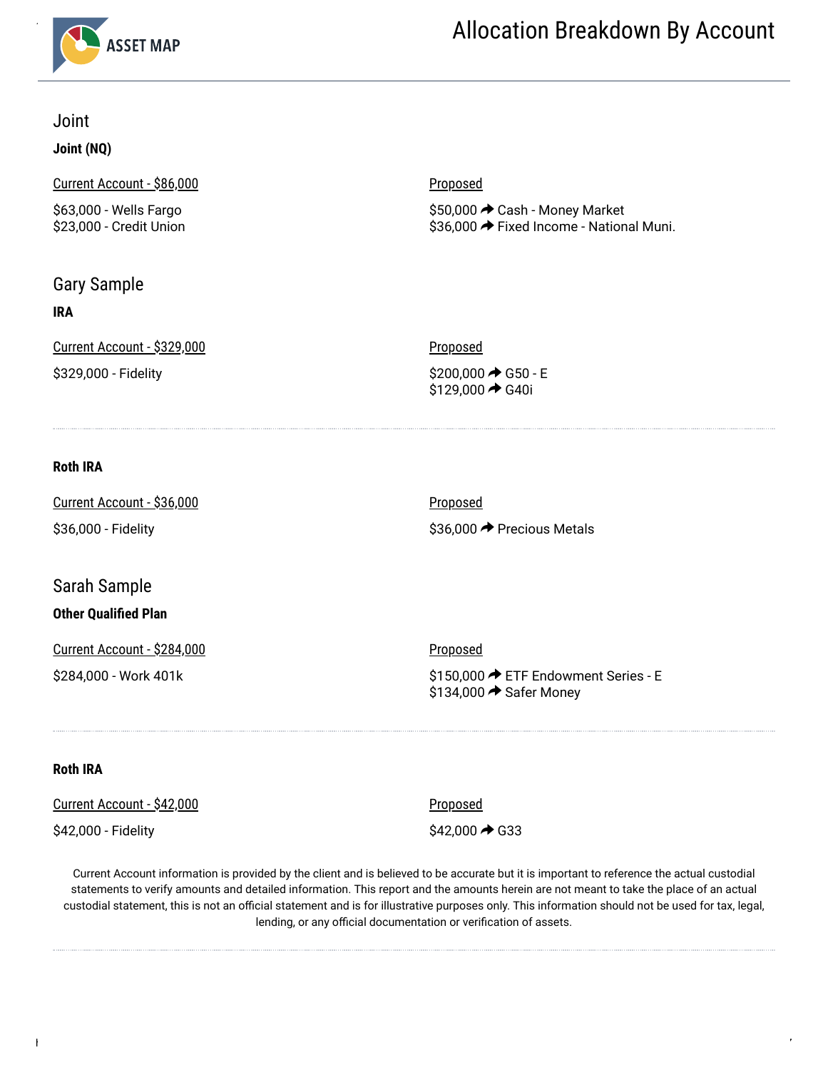# Allocation Breakdown By Account

## Joint

**Joint (NQ)**

| Current Account - $86,000 | Proposed |
|---|---|
| $63,000 - Wells Fargo | $50,000 ➔ Cash - Money Market |
| $23,000 - Credit Union | $36,000 ➔ Fixed Income - National Muni. |

## Gary Sample

**IRA**

| Current Account - $329,000 | Proposed |
|---|---|
| $329,000 - Fidelity | $200,000 ➔ G50 - E |
| | $129,000 ➔ G40i |

**Roth IRA**

| Current Account - $36,000 | Proposed |
|---|---|
| $36,000 - Fidelity | $36,000 ➔ Precious Metals |

## Sarah Sample

**Other Qualified Plan**

| Current Account - $284,000 | Proposed |
|---|---|
| $284,000 - Work 401k | $150,000 ➔ ETF Endowment Series - E |
| | $134,000 ➔ Safer Money |

**Roth IRA**

| Current Account - $42,000 | Proposed |
|---|---|
| $42,000 - Fidelity | $42,000 ➔ G33 |

Current Account information is provided by the client and is believed to be accurate but it is important to reference the actual custodial statements to verify amounts and detailed information. This report and the amounts herein are not meant to take the place of an actual custodial statement, this is not an official statement and is for illustrative purposes only. This information should not be used for tax, legal, lending, or any official documentation or verification of assets.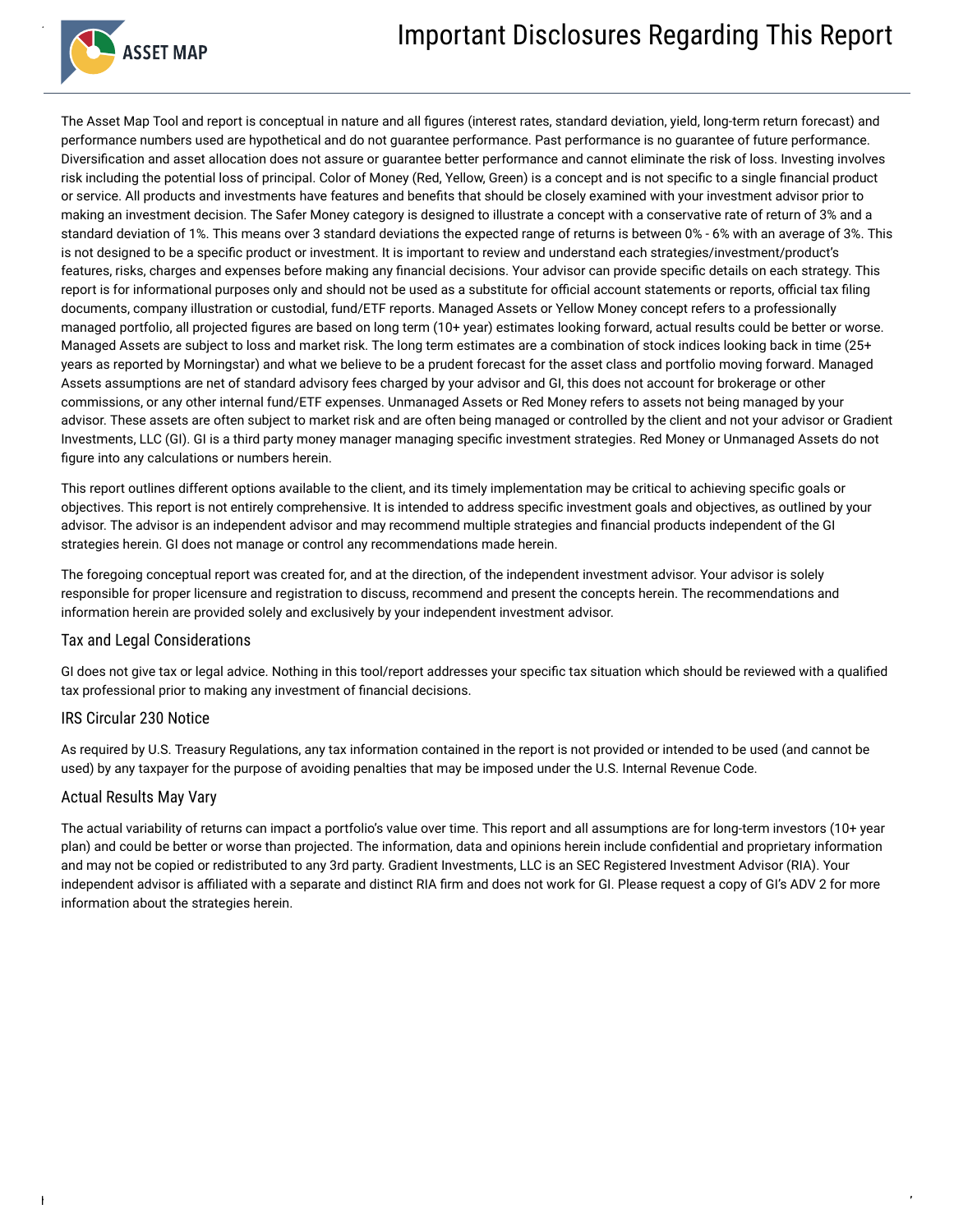# Important Disclosures Regarding This Report

The Asset Map Tool and report is conceptual in nature and all figures (interest rates, standard deviation, yield, long-term return forecast) and performance numbers used are hypothetical and do not guarantee performance. Past performance is no guarantee of future performance. Diversification and asset allocation does not assure or guarantee better performance and cannot eliminate the risk of loss. Investing involves risk including the potential loss of principal. Color of Money (Red, Yellow, Green) is a concept and is not specific to a single financial product or service. All products and investments have features and benefits that should be closely examined with your investment advisor prior to making an investment decision. The Safer Money category is designed to illustrate a concept with a conservative rate of return of 3% and a standard deviation of 1%. This means over 3 standard deviations the expected range of returns is between 0% - 6% with an average of 3%. This is not designed to be a specific product or investment. It is important to review and understand each strategies/investment/product's features, risks, charges and expenses before making any financial decisions. Your advisor can provide specific details on each strategy. This report is for informational purposes only and should not be used as a substitute for official account statements or reports, official tax filing documents, company illustration or custodial, fund/ETF reports. Managed Assets or Yellow Money concept refers to a professionally managed portfolio, all projected figures are based on long term (10+ year) estimates looking forward, actual results could be better or worse. Managed Assets are subject to loss and market risk. The long term estimates are a combination of stock indices looking back in time (25+ years as reported by Morningstar) and what we believe to be a prudent forecast for the asset class and portfolio moving forward. Managed Assets assumptions are net of standard advisory fees charged by your advisor and GI, this does not account for brokerage or other commissions, or any other internal fund/ETF expenses. Unmanaged Assets or Red Money refers to assets not being managed by your advisor. These assets are often subject to market risk and are often being managed or controlled by the client and not your advisor or Gradient Investments, LLC (GI). GI is a third party money manager managing specific investment strategies. Red Money or Unmanaged Assets do not figure into any calculations or numbers herein.

This report outlines different options available to the client, and its timely implementation may be critical to achieving specific goals or objectives. This report is not entirely comprehensive. It is intended to address specific investment goals and objectives, as outlined by your advisor. The advisor is an independent advisor and may recommend multiple strategies and financial products independent of the GI strategies herein. GI does not manage or control any recommendations made herein.

The foregoing conceptual report was created for, and at the direction, of the independent investment advisor. Your advisor is solely responsible for proper licensure and registration to discuss, recommend and present the concepts herein. The recommendations and information herein are provided solely and exclusively by your independent investment advisor.

## Tax and Legal Considerations

GI does not give tax or legal advice. Nothing in this tool/report addresses your specific tax situation which should be reviewed with a qualified tax professional prior to making any investment of financial decisions.

## IRS Circular 230 Notice

As required by U.S. Treasury Regulations, any tax information contained in the report is not provided or intended to be used (and cannot be used) by any taxpayer for the purpose of avoiding penalties that may be imposed under the U.S. Internal Revenue Code.

## Actual Results May Vary

The actual variability of returns can impact a portfolio's value over time. This report and all assumptions are for long-term investors (10+ year plan) and could be better or worse than projected. The information, data and opinions herein include confidential and proprietary information and may not be copied or redistributed to any 3rd party. Gradient Investments, LLC is an SEC Registered Investment Advisor (RIA). Your independent advisor is affiliated with a separate and distinct RIA firm and does not work for GI. Please request a copy of GI's ADV 2 for more information about the strategies herein.